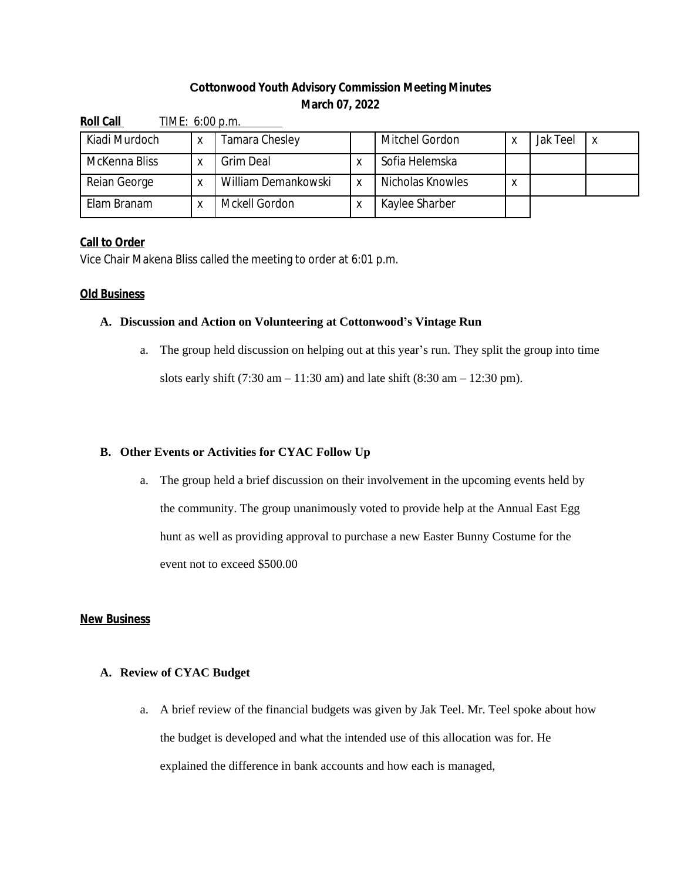**Cottonwood Youth Advisory Commission Meeting Minutes**
**March 07, 2022**

**Roll Call** TIME: 6:00 p.m.

| Kiadi Murdoch | x | Tamara Chesley | | Mitchel Gordon | x | Jak Teel | x |
|---|---|---|---|---|---|---|---|
| McKenna Bliss | x | Grim Deal | x | Sofia Helemska | | | |
| Reian George | x | William Demankowski | x | Nicholas Knowles | x | | |
| Elam Branam | x | Mckell Gordon | x | Kaylee Sharber | | | |

**Call to Order**

Vice Chair Makena Bliss called the meeting to order at 6:01 p.m.

**Old Business**

**A. Discussion and Action on Volunteering at Cottonwood's Vintage Run**

a. The group held discussion on helping out at this year's run. They split the group into time slots early shift (7:30 am – 11:30 am) and late shift (8:30 am – 12:30 pm).

**B. Other Events or Activities for CYAC Follow Up**

a. The group held a brief discussion on their involvement in the upcoming events held by the community. The group unanimously voted to provide help at the Annual East Egg hunt as well as providing approval to purchase a new Easter Bunny Costume for the event not to exceed $500.00

**New Business**

**A. Review of CYAC Budget**

a. A brief review of the financial budgets was given by Jak Teel. Mr. Teel spoke about how the budget is developed and what the intended use of this allocation was for. He explained the difference in bank accounts and how each is managed,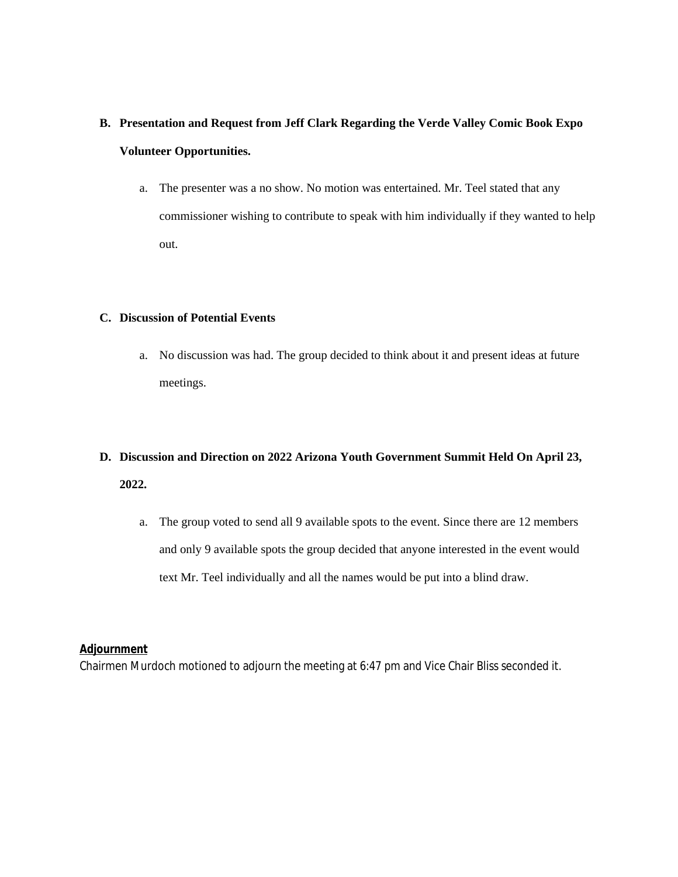B. **Presentation and Request from Jeff Clark Regarding the Verde Valley Comic Book Expo Volunteer Opportunities.**

   a. The presenter was a no show. No motion was entertained. Mr. Teel stated that any commissioner wishing to contribute to speak with him individually if they wanted to help out.

C. **Discussion of Potential Events**

   a. No discussion was had. The group decided to think about it and present ideas at future meetings.

D. **Discussion and Direction on 2022 Arizona Youth Government Summit Held On April 23, 2022.**

   a. The group voted to send all 9 available spots to the event. Since there are 12 members and only 9 available spots the group decided that anyone interested in the event would text Mr. Teel individually and all the names would be put into a blind draw.

**Adjournment**

Chairmen Murdoch motioned to adjourn the meeting at 6:47 pm and Vice Chair Bliss seconded it.